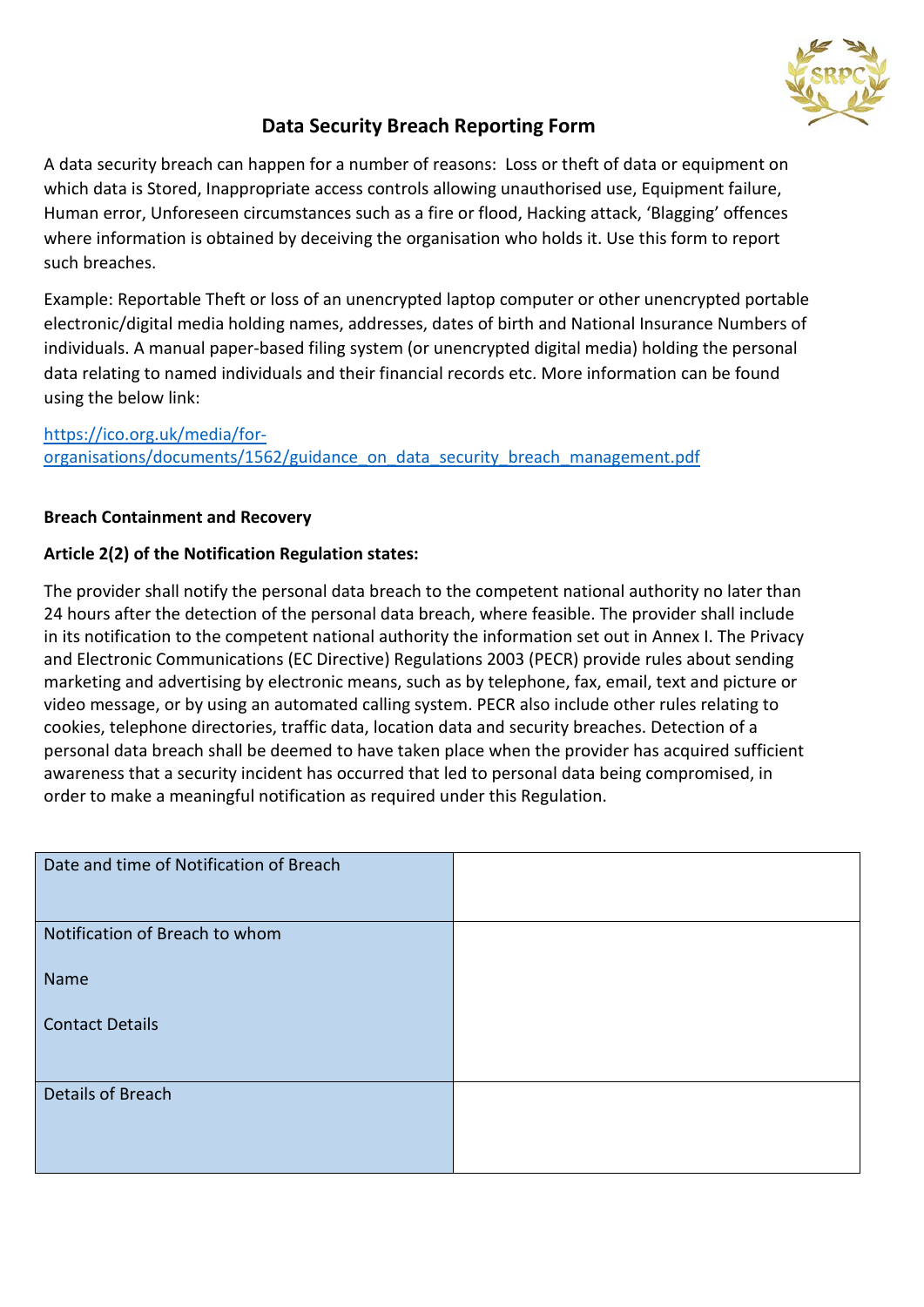# Data Security Breach Reporting Form

A data security breach can happen for a number of reasons: Loss or theft of data or equipment on which data is Stored, Inappropriate access controls allowing unauthorised use, Equipment failure, Human error, Unforeseen circumstances such as a fire or flood, Hacking attack, 'Blagging' offences where information is obtained by deceiving the organisation who holds it. Use this form to report such breaches.

Example: Reportable Theft or loss of an unencrypted laptop computer or other unencrypted portable electronic/digital media holding names, addresses, dates of birth and National Insurance Numbers of individuals. A manual paper-based filing system (or unencrypted digital media) holding the personal data relating to named individuals and their financial records etc. More information can be found using the below link:

https://ico.org.uk/media/for-organisations/documents/1562/guidance_on_data_security_breach_management.pdf

**Breach Containment and Recovery**

**Article 2(2) of the Notification Regulation states:**

The provider shall notify the personal data breach to the competent national authority no later than 24 hours after the detection of the personal data breach, where feasible. The provider shall include in its notification to the competent national authority the information set out in Annex I. The Privacy and Electronic Communications (EC Directive) Regulations 2003 (PECR) provide rules about sending marketing and advertising by electronic means, such as by telephone, fax, email, text and picture or video message, or by using an automated calling system. PECR also include other rules relating to cookies, telephone directories, traffic data, location data and security breaches. Detection of a personal data breach shall be deemed to have taken place when the provider has acquired sufficient awareness that a security incident has occurred that led to personal data being compromised, in order to make a meaningful notification as required under this Regulation.

| | |
|---|---|
| Date and time of Notification of Breach | |
| Notification of Breach to whom<br><br>Name<br><br>Contact Details | |
| Details of Breach | |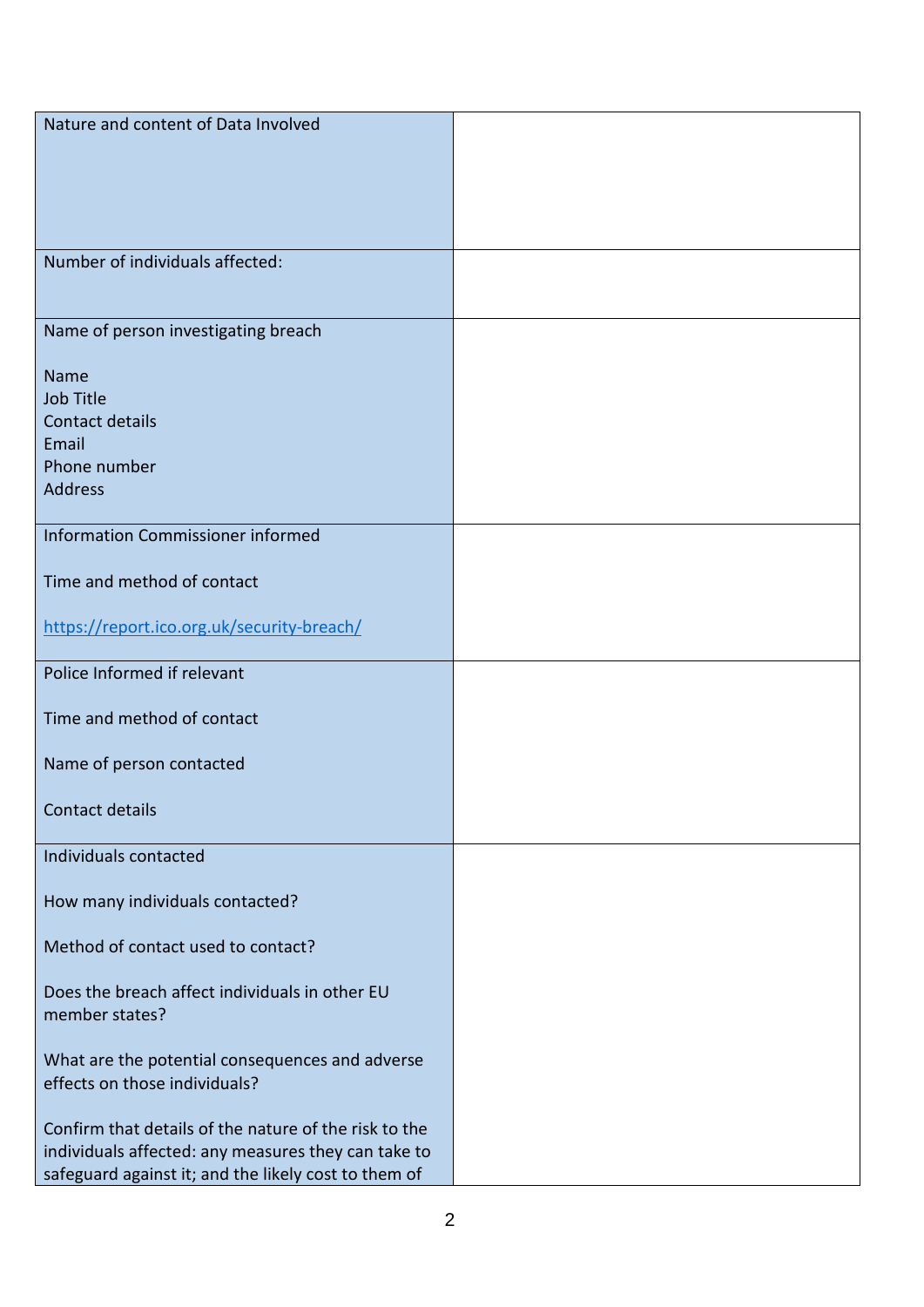| | |
|---|---|
| Nature and content of Data Involved | |
| Number of individuals affected: | |
| Name of person investigating breach<br><br>Name<br>Job Title<br>Contact details<br>Email<br>Phone number<br>Address | |
| Information Commissioner informed<br><br>Time and method of contact<br><br>[https://report.ico.org.uk/security-breach/](https://report.ico.org.uk/security-breach/) | |
| Police Informed if relevant<br><br>Time and method of contact<br><br>Name of person contacted<br><br>Contact details | |
| Individuals contacted<br><br>How many individuals contacted?<br><br>Method of contact used to contact?<br><br>Does the breach affect individuals in other EU member states?<br><br>What are the potential consequences and adverse effects on those individuals?<br><br>Confirm that details of the nature of the risk to the individuals affected: any measures they can take to safeguard against it; and the likely cost to them of | |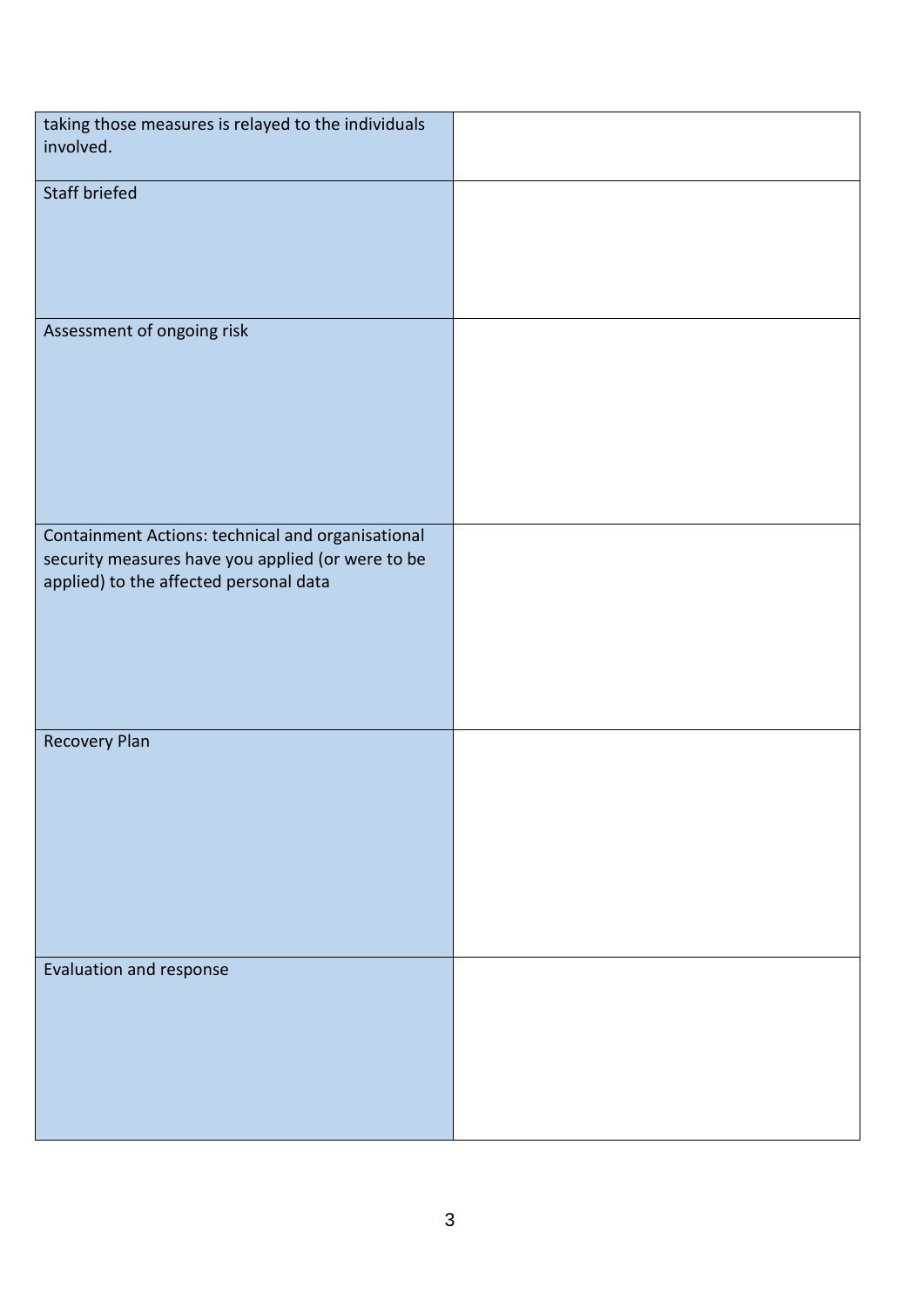| | |
|---|---|
| taking those measures is relayed to the individuals involved. | |
| Staff briefed | |
| Assessment of ongoing risk | |
| Containment Actions: technical and organisational security measures have you applied (or were to be applied) to the affected personal data | |
| Recovery Plan | |
| Evaluation and response | |